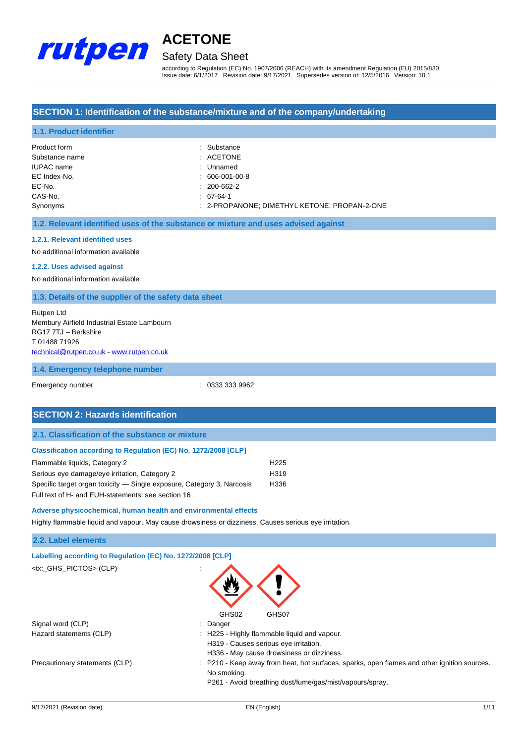# ACETONE

## Safety Data Sheet

according to Regulation (EC) No. 1907/2006 (REACH) with its amendment Regulation (EU) 2015/830
Issue date: 6/1/2017 Revision date: 9/17/2021 Supersedes version of: 12/5/2016 Version: 10.1

## SECTION 1: Identification of the substance/mixture and of the company/undertaking

### 1.1. Product identifier

| | |
|---|---|
| Product form | : Substance |
| Substance name | : ACETONE |
| IUPAC name | : Unnamed |
| EC Index-No. | : 606-001-00-8 |
| EC-No. | : 200-662-2 |
| CAS-No. | : 67-64-1 |
| Synonyms | : 2-PROPANONE; DIMETHYL KETONE; PROPAN-2-ONE |

### 1.2. Relevant identified uses of the substance or mixture and uses advised against

#### 1.2.1. Relevant identified uses

No additional information available

#### 1.2.2. Uses advised against

No additional information available

### 1.3. Details of the supplier of the safety data sheet

Rutpen Ltd
Membury Airfield Industrial Estate Lambourn
RG17 7TJ – Berkshire
T 01488 71926
technical@rutpen.co.uk - www.rutpen.co.uk

### 1.4. Emergency telephone number

| | |
|---|---|
| Emergency number | : 0333 333 9962 |

## SECTION 2: Hazards identification

### 2.1. Classification of the substance or mixture

**Classification according to Regulation (EC) No. 1272/2008 [CLP]**

| | |
|---|---|
| Flammable liquids, Category 2 | H225 |
| Serious eye damage/eye irritation, Category 2 | H319 |
| Specific target organ toxicity — Single exposure, Category 3, Narcosis | H336 |

Full text of H- and EUH-statements: see section 16

**Adverse physicochemical, human health and environmental effects**

Highly flammable liquid and vapour. May cause drowsiness or dizziness. Causes serious eye irritation.

### 2.2. Label elements

**Labelling according to Regulation (EC) No. 1272/2008 [CLP]**

<tx:_GHS_PICTOS> (CLP) :

GHS02 GHS07

| | |
|---|---|
| Signal word (CLP) | : Danger |
| Hazard statements (CLP) | : H225 - Highly flammable liquid and vapour.<br>H319 - Causes serious eye irritation.<br>H336 - May cause drowsiness or dizziness. |
| Precautionary statements (CLP) | : P210 - Keep away from heat, hot surfaces, sparks, open flames and other ignition sources. No smoking.<br>P261 - Avoid breathing dust/fume/gas/mist/vapours/spray. |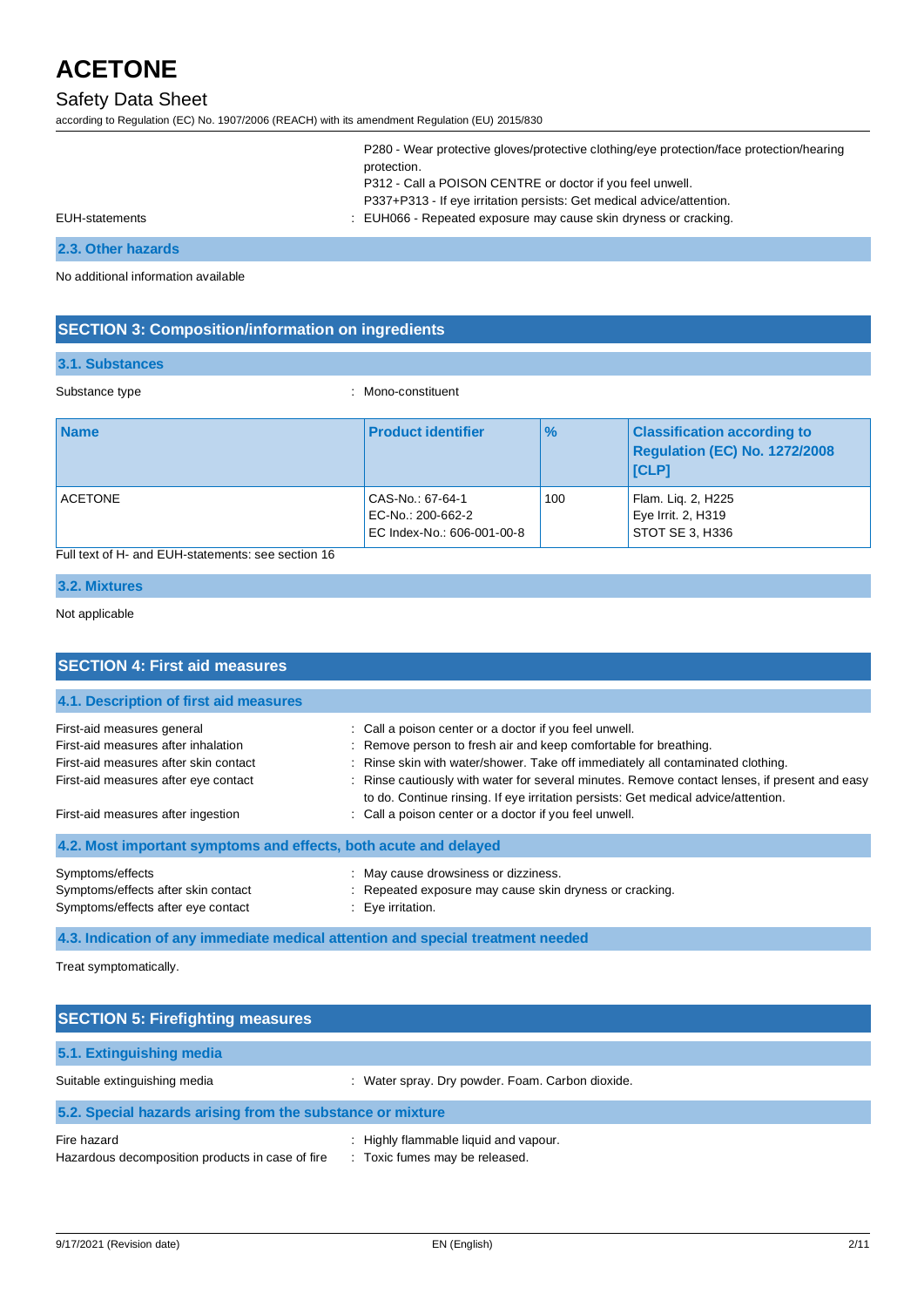P280 - Wear protective gloves/protective clothing/eye protection/face protection/hearing protection.
P312 - Call a POISON CENTRE or doctor if you feel unwell.
P337+P313 - If eye irritation persists: Get medical advice/attention.

EUH-statements : EUH066 - Repeated exposure may cause skin dryness or cracking.

### 2.3. Other hazards

No additional information available

## SECTION 3: Composition/information on ingredients

### 3.1. Substances

Substance type : Mono-constituent

| Name | Product identifier | % | Classification according to Regulation (EC) No. 1272/2008 [CLP] |
|---|---|---|---|
| ACETONE | CAS-No.: 67-64-1<br>EC-No.: 200-662-2<br>EC Index-No.: 606-001-00-8 | 100 | Flam. Liq. 2, H225<br>Eye Irrit. 2, H319<br>STOT SE 3, H336 |

Full text of H- and EUH-statements: see section 16

### 3.2. Mixtures

Not applicable

## SECTION 4: First aid measures

### 4.1. Description of first aid measures

First-aid measures general : Call a poison center or a doctor if you feel unwell.
First-aid measures after inhalation : Remove person to fresh air and keep comfortable for breathing.
First-aid measures after skin contact : Rinse skin with water/shower. Take off immediately all contaminated clothing.
First-aid measures after eye contact : Rinse cautiously with water for several minutes. Remove contact lenses, if present and easy to do. Continue rinsing. If eye irritation persists: Get medical advice/attention.
First-aid measures after ingestion : Call a poison center or a doctor if you feel unwell.

### 4.2. Most important symptoms and effects, both acute and delayed

Symptoms/effects : May cause drowsiness or dizziness.
Symptoms/effects after skin contact : Repeated exposure may cause skin dryness or cracking.
Symptoms/effects after eye contact : Eye irritation.

### 4.3. Indication of any immediate medical attention and special treatment needed

Treat symptomatically.

## SECTION 5: Firefighting measures

### 5.1. Extinguishing media

Suitable extinguishing media : Water spray. Dry powder. Foam. Carbon dioxide.

### 5.2. Special hazards arising from the substance or mixture

Fire hazard : Highly flammable liquid and vapour.
Hazardous decomposition products in case of fire : Toxic fumes may be released.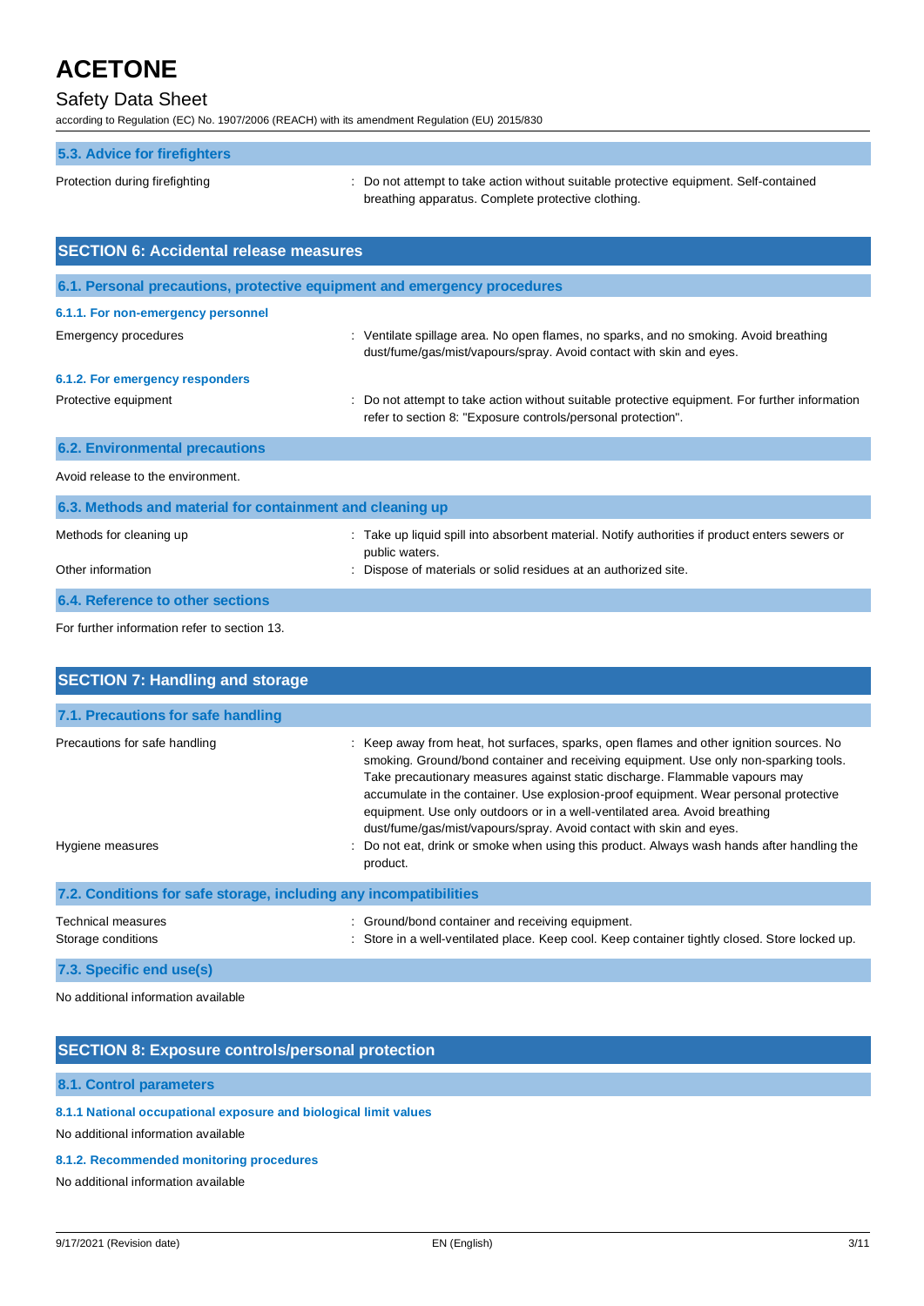### 5.3. Advice for firefighters

Protection during firefighting : Do not attempt to take action without suitable protective equipment. Self-contained breathing apparatus. Complete protective clothing.

## SECTION 6: Accidental release measures

### 6.1. Personal precautions, protective equipment and emergency procedures

#### 6.1.1. For non-emergency personnel

Emergency procedures : Ventilate spillage area. No open flames, no sparks, and no smoking. Avoid breathing dust/fume/gas/mist/vapours/spray. Avoid contact with skin and eyes.

#### 6.1.2. For emergency responders

Protective equipment : Do not attempt to take action without suitable protective equipment. For further information refer to section 8: "Exposure controls/personal protection".

### 6.2. Environmental precautions

Avoid release to the environment.

### 6.3. Methods and material for containment and cleaning up

Methods for cleaning up : Take up liquid spill into absorbent material. Notify authorities if product enters sewers or public waters.

Other information : Dispose of materials or solid residues at an authorized site.

### 6.4. Reference to other sections

For further information refer to section 13.

## SECTION 7: Handling and storage

### 7.1. Precautions for safe handling

Precautions for safe handling : Keep away from heat, hot surfaces, sparks, open flames and other ignition sources. No smoking. Ground/bond container and receiving equipment. Use only non-sparking tools. Take precautionary measures against static discharge. Flammable vapours may accumulate in the container. Use explosion-proof equipment. Wear personal protective equipment. Use only outdoors or in a well-ventilated area. Avoid breathing dust/fume/gas/mist/vapours/spray. Avoid contact with skin and eyes.

Hygiene measures : Do not eat, drink or smoke when using this product. Always wash hands after handling the product.

### 7.2. Conditions for safe storage, including any incompatibilities

Technical measures : Ground/bond container and receiving equipment.

Storage conditions : Store in a well-ventilated place. Keep cool. Keep container tightly closed. Store locked up.

### 7.3. Specific end use(s)

No additional information available

## SECTION 8: Exposure controls/personal protection

### 8.1. Control parameters

#### 8.1.1 National occupational exposure and biological limit values

No additional information available

#### 8.1.2. Recommended monitoring procedures

No additional information available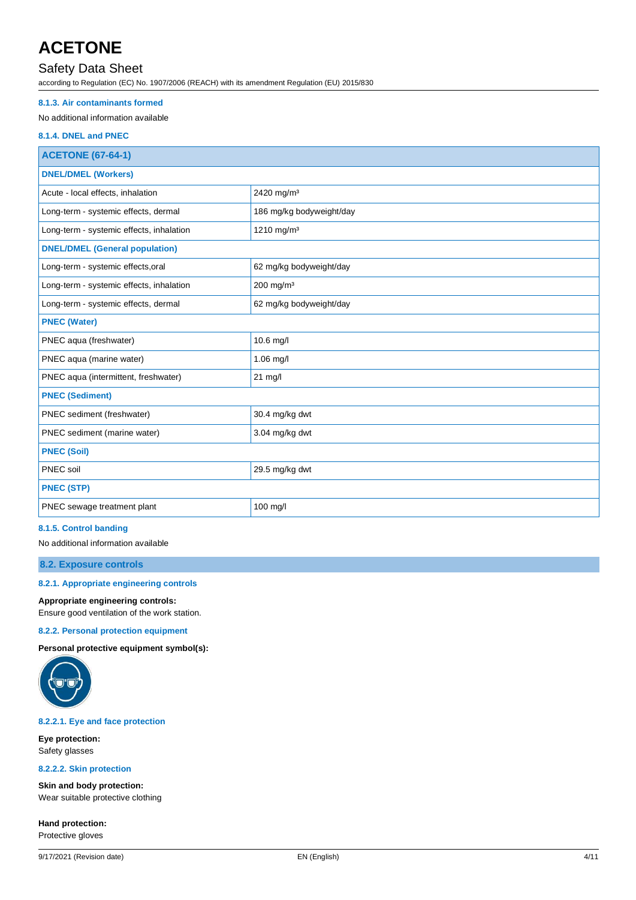#### 8.1.3. Air contaminants formed

No additional information available

#### 8.1.4. DNEL and PNEC

| ACETONE (67-64-1) | |
|---|---|
| **DNEL/DMEL (Workers)** | |
| Acute - local effects, inhalation | 2420 mg/m³ |
| Long-term - systemic effects, dermal | 186 mg/kg bodyweight/day |
| Long-term - systemic effects, inhalation | 1210 mg/m³ |
| **DNEL/DMEL (General population)** | |
| Long-term - systemic effects,oral | 62 mg/kg bodyweight/day |
| Long-term - systemic effects, inhalation | 200 mg/m³ |
| Long-term - systemic effects, dermal | 62 mg/kg bodyweight/day |
| **PNEC (Water)** | |
| PNEC aqua (freshwater) | 10.6 mg/l |
| PNEC aqua (marine water) | 1.06 mg/l |
| PNEC aqua (intermittent, freshwater) | 21 mg/l |
| **PNEC (Sediment)** | |
| PNEC sediment (freshwater) | 30.4 mg/kg dwt |
| PNEC sediment (marine water) | 3.04 mg/kg dwt |
| **PNEC (Soil)** | |
| PNEC soil | 29.5 mg/kg dwt |
| **PNEC (STP)** | |
| PNEC sewage treatment plant | 100 mg/l |

#### 8.1.5. Control banding

No additional information available

### 8.2. Exposure controls

#### 8.2.1. Appropriate engineering controls

**Appropriate engineering controls:**
Ensure good ventilation of the work station.

#### 8.2.2. Personal protection equipment

**Personal protective equipment symbol(s):**

##### 8.2.2.1. Eye and face protection

**Eye protection:**
Safety glasses

##### 8.2.2.2. Skin protection

**Skin and body protection:**
Wear suitable protective clothing

**Hand protection:**
Protective gloves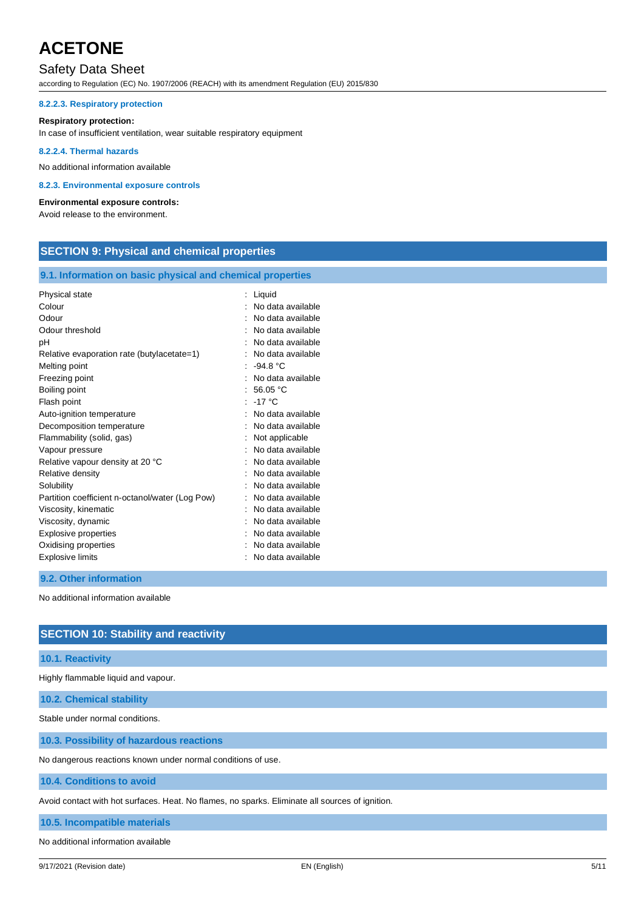#### 8.2.2.3. Respiratory protection

**Respiratory protection:**

In case of insufficient ventilation, wear suitable respiratory equipment

#### 8.2.2.4. Thermal hazards

No additional information available

#### 8.2.3. Environmental exposure controls

**Environmental exposure controls:**

Avoid release to the environment.

## SECTION 9: Physical and chemical properties

### 9.1. Information on basic physical and chemical properties

| Property | Value |
|---|---|
| Physical state | Liquid |
| Colour | No data available |
| Odour | No data available |
| Odour threshold | No data available |
| pH | No data available |
| Relative evaporation rate (butylacetate=1) | No data available |
| Melting point | -94.8 °C |
| Freezing point | No data available |
| Boiling point | 56.05 °C |
| Flash point | -17 °C |
| Auto-ignition temperature | No data available |
| Decomposition temperature | No data available |
| Flammability (solid, gas) | Not applicable |
| Vapour pressure | No data available |
| Relative vapour density at 20 °C | No data available |
| Relative density | No data available |
| Solubility | No data available |
| Partition coefficient n-octanol/water (Log Pow) | No data available |
| Viscosity, kinematic | No data available |
| Viscosity, dynamic | No data available |
| Explosive properties | No data available |
| Oxidising properties | No data available |
| Explosive limits | No data available |

### 9.2. Other information

No additional information available

## SECTION 10: Stability and reactivity

### 10.1. Reactivity

Highly flammable liquid and vapour.

### 10.2. Chemical stability

Stable under normal conditions.

### 10.3. Possibility of hazardous reactions

No dangerous reactions known under normal conditions of use.

### 10.4. Conditions to avoid

Avoid contact with hot surfaces. Heat. No flames, no sparks. Eliminate all sources of ignition.

### 10.5. Incompatible materials

No additional information available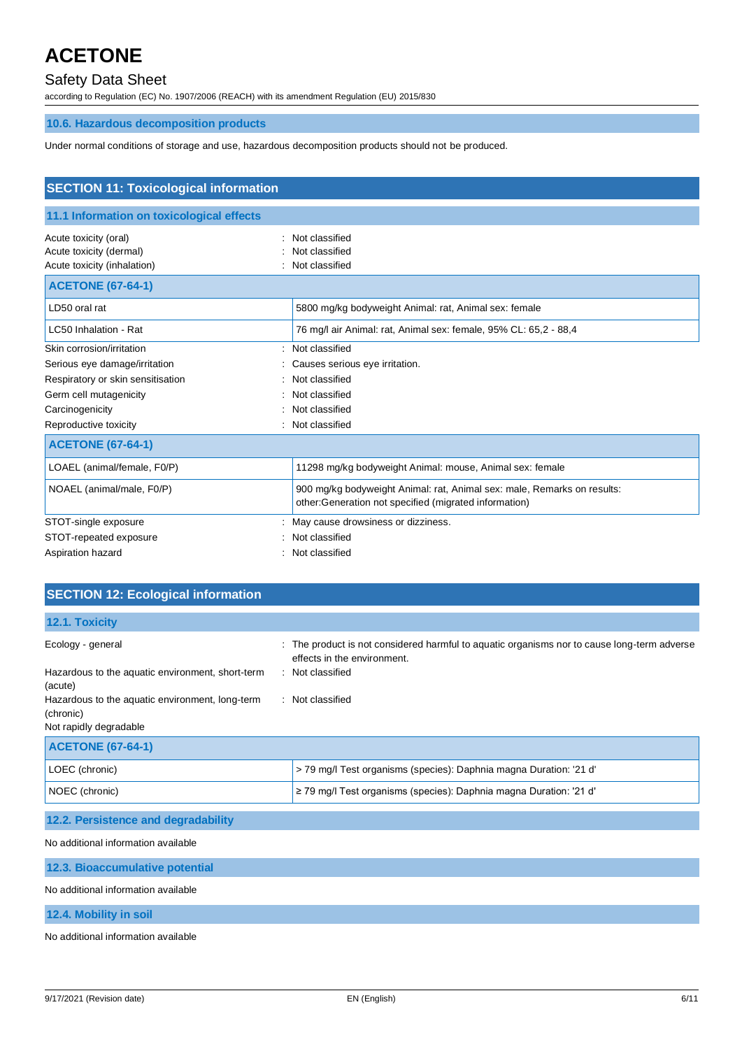### 10.6. Hazardous decomposition products

Under normal conditions of storage and use, hazardous decomposition products should not be produced.

## SECTION 11: Toxicological information

### 11.1 Information on toxicological effects

| | |
|---|---|
| Acute toxicity (oral) | : Not classified |
| Acute toxicity (dermal) | : Not classified |
| Acute toxicity (inhalation) | : Not classified |

| ACETONE (67-64-1) | |
|---|---|
| LD50 oral rat | 5800 mg/kg bodyweight Animal: rat, Animal sex: female |
| LC50 Inhalation - Rat | 76 mg/l air Animal: rat, Animal sex: female, 95% CL: 65,2 - 88,4 |

| | |
|---|---|
| Skin corrosion/irritation | : Not classified |
| Serious eye damage/irritation | : Causes serious eye irritation. |
| Respiratory or skin sensitisation | : Not classified |
| Germ cell mutagenicity | : Not classified |
| Carcinogenicity | : Not classified |
| Reproductive toxicity | : Not classified |

| ACETONE (67-64-1) | |
|---|---|
| LOAEL (animal/female, F0/P) | 11298 mg/kg bodyweight Animal: mouse, Animal sex: female |
| NOAEL (animal/male, F0/P) | 900 mg/kg bodyweight Animal: rat, Animal sex: male, Remarks on results: other:Generation not specified (migrated information) |

| | |
|---|---|
| STOT-single exposure | : May cause drowsiness or dizziness. |
| STOT-repeated exposure | : Not classified |
| Aspiration hazard | : Not classified |

## SECTION 12: Ecological information

### 12.1. Toxicity

| | |
|---|---|
| Ecology - general | : The product is not considered harmful to aquatic organisms nor to cause long-term adverse effects in the environment. |
| Hazardous to the aquatic environment, short-term (acute) | : Not classified |
| Hazardous to the aquatic environment, long-term (chronic) | : Not classified |

Not rapidly degradable

| ACETONE (67-64-1) | |
|---|---|
| LOEC (chronic) | > 79 mg/l Test organisms (species): Daphnia magna Duration: '21 d' |
| NOEC (chronic) | ≥ 79 mg/l Test organisms (species): Daphnia magna Duration: '21 d' |

### 12.2. Persistence and degradability

No additional information available

### 12.3. Bioaccumulative potential

No additional information available

### 12.4. Mobility in soil

No additional information available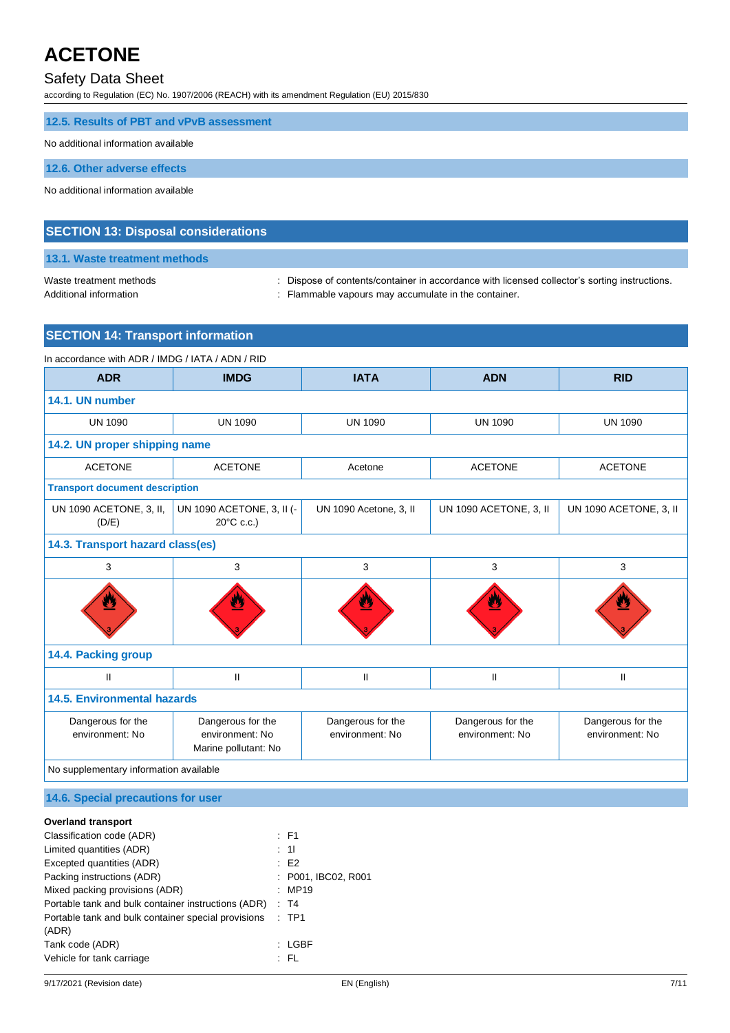## 12.5. Results of PBT and vPvB assessment

No additional information available

## 12.6. Other adverse effects

No additional information available

# SECTION 13: Disposal considerations

## 13.1. Waste treatment methods

Waste treatment methods : Dispose of contents/container in accordance with licensed collector's sorting instructions.
Additional information : Flammable vapours may accumulate in the container.

# SECTION 14: Transport information

In accordance with ADR / IMDG / IATA / ADN / RID

| ADR | IMDG | IATA | ADN | RID |
|---|---|---|---|---|
| **14.1. UN number** | | | | |
| UN 1090 | UN 1090 | UN 1090 | UN 1090 | UN 1090 |
| **14.2. UN proper shipping name** | | | | |
| ACETONE | ACETONE | Acetone | ACETONE | ACETONE |
| **Transport document description** | | | | |
| UN 1090 ACETONE, 3, II, (D/E) | UN 1090 ACETONE, 3, II (-20°C c.c.) | UN 1090 Acetone, 3, II | UN 1090 ACETONE, 3, II | UN 1090 ACETONE, 3, II |
| **14.3. Transport hazard class(es)** | | | | |
| 3 | 3 | 3 | 3 | 3 |
| **14.4. Packing group** | | | | |
| II | II | II | II | II |
| **14.5. Environmental hazards** | | | | |
| Dangerous for the environment: No | Dangerous for the environment: No<br>Marine pollutant: No | Dangerous for the environment: No | Dangerous for the environment: No | Dangerous for the environment: No |
| No supplementary information available | | | | |

## 14.6. Special precautions for user

**Overland transport**

Classification code (ADR) : F1
Limited quantities (ADR) : 1l
Excepted quantities (ADR) : E2
Packing instructions (ADR) : P001, IBC02, R001
Mixed packing provisions (ADR) : MP19
Portable tank and bulk container instructions (ADR) : T4
Portable tank and bulk container special provisions (ADR) : TP1
Tank code (ADR) : LGBF
Vehicle for tank carriage : FL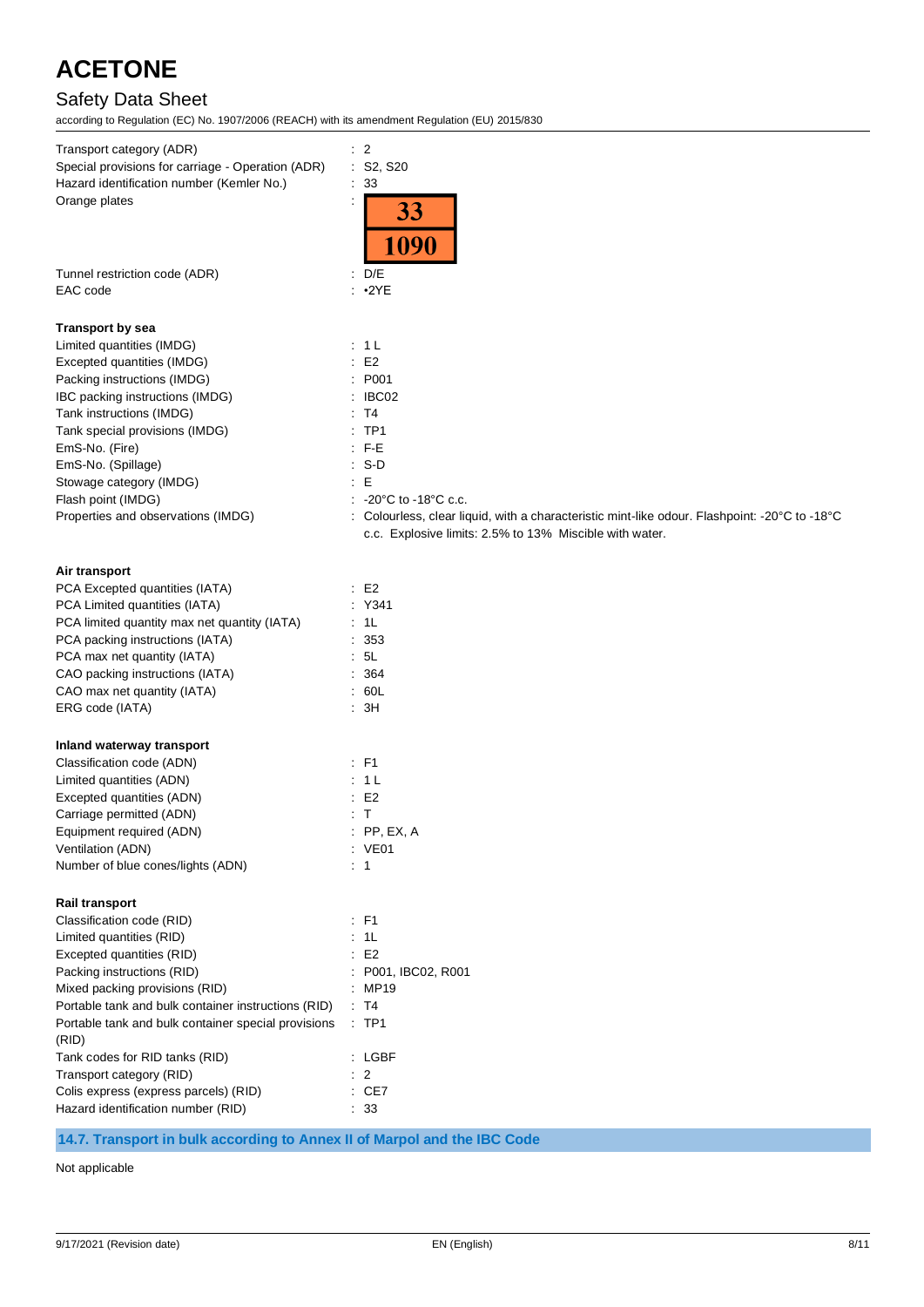| | |
|---|---|
| Transport category (ADR) | : 2 |
| Special provisions for carriage - Operation (ADR) | : S2, S20 |
| Hazard identification number (Kemler No.) | : 33 |
| Orange plates | : 33 / 1090 |
| Tunnel restriction code (ADR) | : D/E |
| EAC code | : •2YE |

**Transport by sea**

| | |
|---|---|
| Limited quantities (IMDG) | : 1 L |
| Excepted quantities (IMDG) | : E2 |
| Packing instructions (IMDG) | : P001 |
| IBC packing instructions (IMDG) | : IBC02 |
| Tank instructions (IMDG) | : T4 |
| Tank special provisions (IMDG) | : TP1 |
| EmS-No. (Fire) | : F-E |
| EmS-No. (Spillage) | : S-D |
| Stowage category (IMDG) | : E |
| Flash point (IMDG) | : -20°C to -18°C c.c. |
| Properties and observations (IMDG) | : Colourless, clear liquid, with a characteristic mint-like odour. Flashpoint: -20°C to -18°C c.c. Explosive limits: 2.5% to 13% Miscible with water. |

**Air transport**

| | |
|---|---|
| PCA Excepted quantities (IATA) | : E2 |
| PCA Limited quantities (IATA) | : Y341 |
| PCA limited quantity max net quantity (IATA) | : 1L |
| PCA packing instructions (IATA) | : 353 |
| PCA max net quantity (IATA) | : 5L |
| CAO packing instructions (IATA) | : 364 |
| CAO max net quantity (IATA) | : 60L |
| ERG code (IATA) | : 3H |

**Inland waterway transport**

| | |
|---|---|
| Classification code (ADN) | : F1 |
| Limited quantities (ADN) | : 1 L |
| Excepted quantities (ADN) | : E2 |
| Carriage permitted (ADN) | : T |
| Equipment required (ADN) | : PP, EX, A |
| Ventilation (ADN) | : VE01 |
| Number of blue cones/lights (ADN) | : 1 |

**Rail transport**

| | |
|---|---|
| Classification code (RID) | : F1 |
| Limited quantities (RID) | : 1L |
| Excepted quantities (RID) | : E2 |
| Packing instructions (RID) | : P001, IBC02, R001 |
| Mixed packing provisions (RID) | : MP19 |
| Portable tank and bulk container instructions (RID) | : T4 |
| Portable tank and bulk container special provisions (RID) | : TP1 |
| Tank codes for RID tanks (RID) | : LGBF |
| Transport category (RID) | : 2 |
| Colis express (express parcels) (RID) | : CE7 |
| Hazard identification number (RID) | : 33 |

## 14.7. Transport in bulk according to Annex II of Marpol and the IBC Code

Not applicable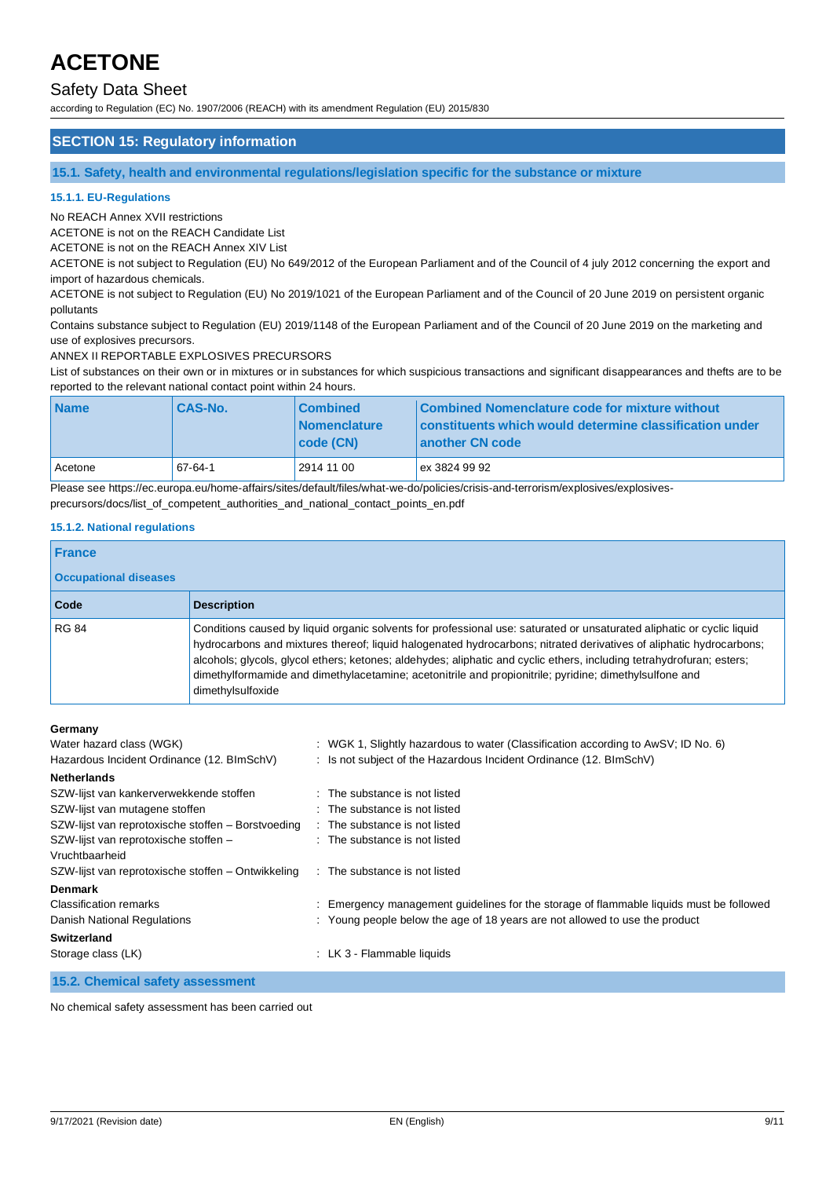## SECTION 15: Regulatory information

### 15.1. Safety, health and environmental regulations/legislation specific for the substance or mixture

#### 15.1.1. EU-Regulations

No REACH Annex XVII restrictions

ACETONE is not on the REACH Candidate List

ACETONE is not on the REACH Annex XIV List

ACETONE is not subject to Regulation (EU) No 649/2012 of the European Parliament and of the Council of 4 july 2012 concerning the export and import of hazardous chemicals.

ACETONE is not subject to Regulation (EU) No 2019/1021 of the European Parliament and of the Council of 20 June 2019 on persistent organic pollutants

Contains substance subject to Regulation (EU) 2019/1148 of the European Parliament and of the Council of 20 June 2019 on the marketing and use of explosives precursors.

ANNEX II REPORTABLE EXPLOSIVES PRECURSORS

List of substances on their own or in mixtures or in substances for which suspicious transactions and significant disappearances and thefts are to be reported to the relevant national contact point within 24 hours.

| Name | CAS-No. | Combined Nomenclature code (CN) | Combined Nomenclature code for mixture without constituents which would determine classification under another CN code |
|---|---|---|---|
| Acetone | 67-64-1 | 2914 11 00 | ex 3824 99 92 |

Please see https://ec.europa.eu/home-affairs/sites/default/files/what-we-do/policies/crisis-and-terrorism/explosives/explosives-precursors/docs/list_of_competent_authorities_and_national_contact_points_en.pdf

#### 15.1.2. National regulations

**France**

**Occupational diseases**

| Code | Description |
|---|---|
| RG 84 | Conditions caused by liquid organic solvents for professional use: saturated or unsaturated aliphatic or cyclic liquid hydrocarbons and mixtures thereof; liquid halogenated hydrocarbons; nitrated derivatives of aliphatic hydrocarbons; alcohols; glycols, glycol ethers; ketones; aldehydes; aliphatic and cyclic ethers, including tetrahydrofuran; esters; dimethylformamide and dimethylacetamine; acetonitrile and propionitrile; pyridine; dimethylsulfone and dimethylsulfoxide |

**Germany**

Water hazard class (WGK) : WGK 1, Slightly hazardous to water (Classification according to AwSV; ID No. 6)

Hazardous Incident Ordinance (12. BImSchV) : Is not subject of the Hazardous Incident Ordinance (12. BImSchV)

**Netherlands**

SZW-lijst van kankerverwekkende stoffen : The substance is not listed

SZW-lijst van mutagene stoffen : The substance is not listed

SZW-lijst van reprotoxische stoffen – Borstvoeding : The substance is not listed

SZW-lijst van reprotoxische stoffen – Vruchtbaarheid : The substance is not listed

SZW-lijst van reprotoxische stoffen – Ontwikkeling : The substance is not listed

**Denmark**

Classification remarks : Emergency management guidelines for the storage of flammable liquids must be followed

Danish National Regulations : Young people below the age of 18 years are not allowed to use the product

**Switzerland**

Storage class (LK) : LK 3 - Flammable liquids

### 15.2. Chemical safety assessment

No chemical safety assessment has been carried out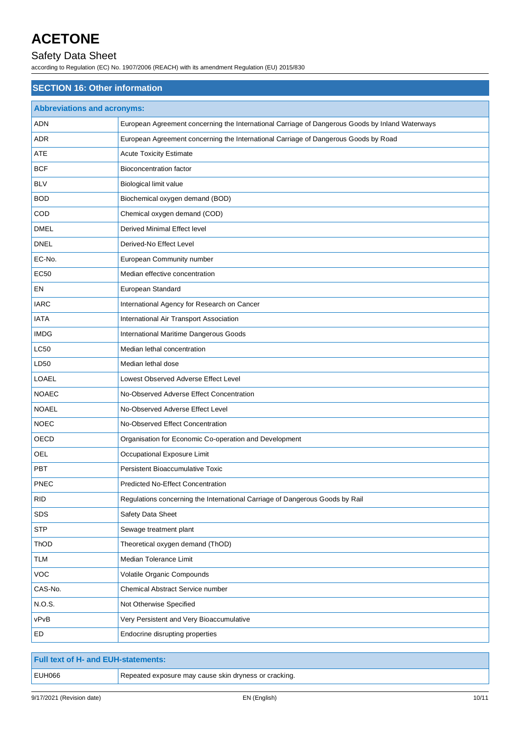# ACETONE

## Safety Data Sheet

according to Regulation (EC) No. 1907/2006 (REACH) with its amendment Regulation (EU) 2015/830

## SECTION 16: Other information

| Abbreviations and acronyms: | |
|---|---|
| ADN | European Agreement concerning the International Carriage of Dangerous Goods by Inland Waterways |
| ADR | European Agreement concerning the International Carriage of Dangerous Goods by Road |
| ATE | Acute Toxicity Estimate |
| BCF | Bioconcentration factor |
| BLV | Biological limit value |
| BOD | Biochemical oxygen demand (BOD) |
| COD | Chemical oxygen demand (COD) |
| DMEL | Derived Minimal Effect level |
| DNEL | Derived-No Effect Level |
| EC-No. | European Community number |
| EC50 | Median effective concentration |
| EN | European Standard |
| IARC | International Agency for Research on Cancer |
| IATA | International Air Transport Association |
| IMDG | International Maritime Dangerous Goods |
| LC50 | Median lethal concentration |
| LD50 | Median lethal dose |
| LOAEL | Lowest Observed Adverse Effect Level |
| NOAEC | No-Observed Adverse Effect Concentration |
| NOAEL | No-Observed Adverse Effect Level |
| NOEC | No-Observed Effect Concentration |
| OECD | Organisation for Economic Co-operation and Development |
| OEL | Occupational Exposure Limit |
| PBT | Persistent Bioaccumulative Toxic |
| PNEC | Predicted No-Effect Concentration |
| RID | Regulations concerning the International Carriage of Dangerous Goods by Rail |
| SDS | Safety Data Sheet |
| STP | Sewage treatment plant |
| ThOD | Theoretical oxygen demand (ThOD) |
| TLM | Median Tolerance Limit |
| VOC | Volatile Organic Compounds |
| CAS-No. | Chemical Abstract Service number |
| N.O.S. | Not Otherwise Specified |
| vPvB | Very Persistent and Very Bioaccumulative |
| ED | Endocrine disrupting properties |

| Full text of H- and EUH-statements: | |
|---|---|
| EUH066 | Repeated exposure may cause skin dryness or cracking. |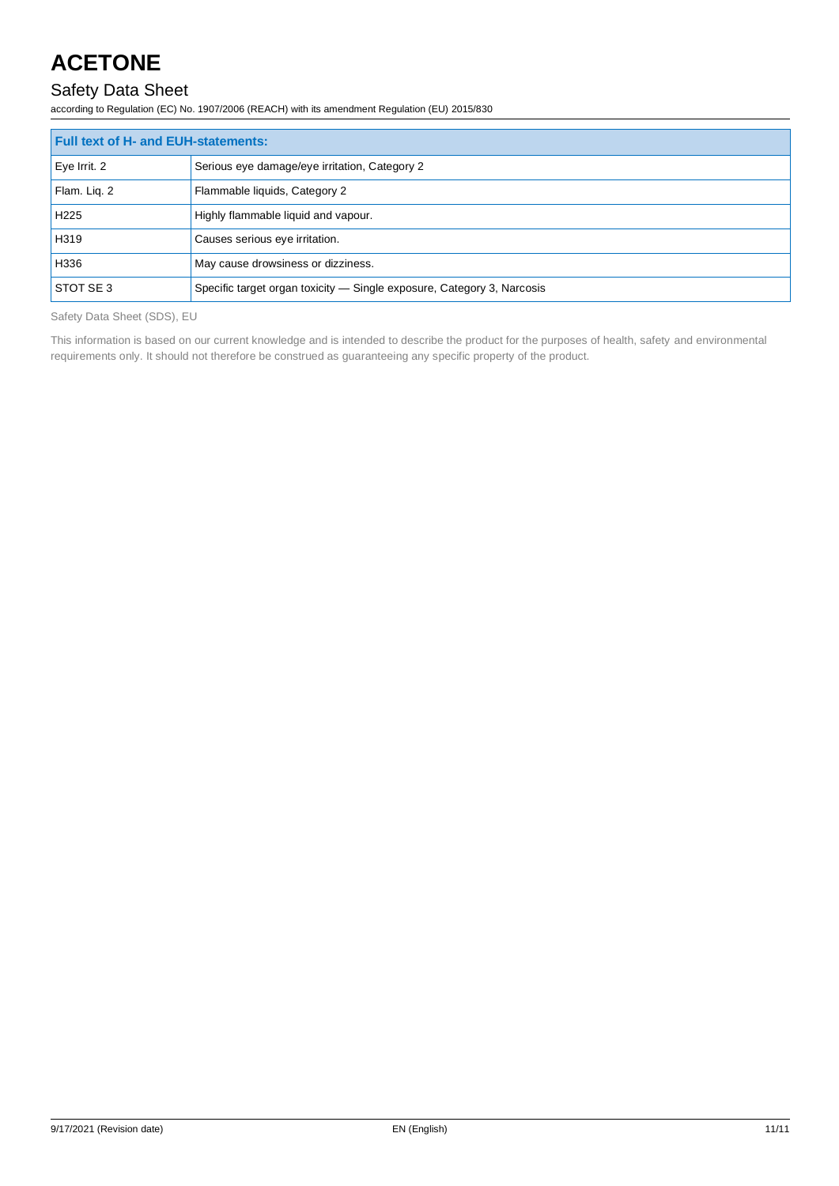| Full text of H- and EUH-statements: | |
| --- | --- |
| Eye Irrit. 2 | Serious eye damage/eye irritation, Category 2 |
| Flam. Liq. 2 | Flammable liquids, Category 2 |
| H225 | Highly flammable liquid and vapour. |
| H319 | Causes serious eye irritation. |
| H336 | May cause drowsiness or dizziness. |
| STOT SE 3 | Specific target organ toxicity — Single exposure, Category 3, Narcosis |

Safety Data Sheet (SDS), EU

This information is based on our current knowledge and is intended to describe the product for the purposes of health, safety and environmental requirements only. It should not therefore be construed as guaranteeing any specific property of the product.